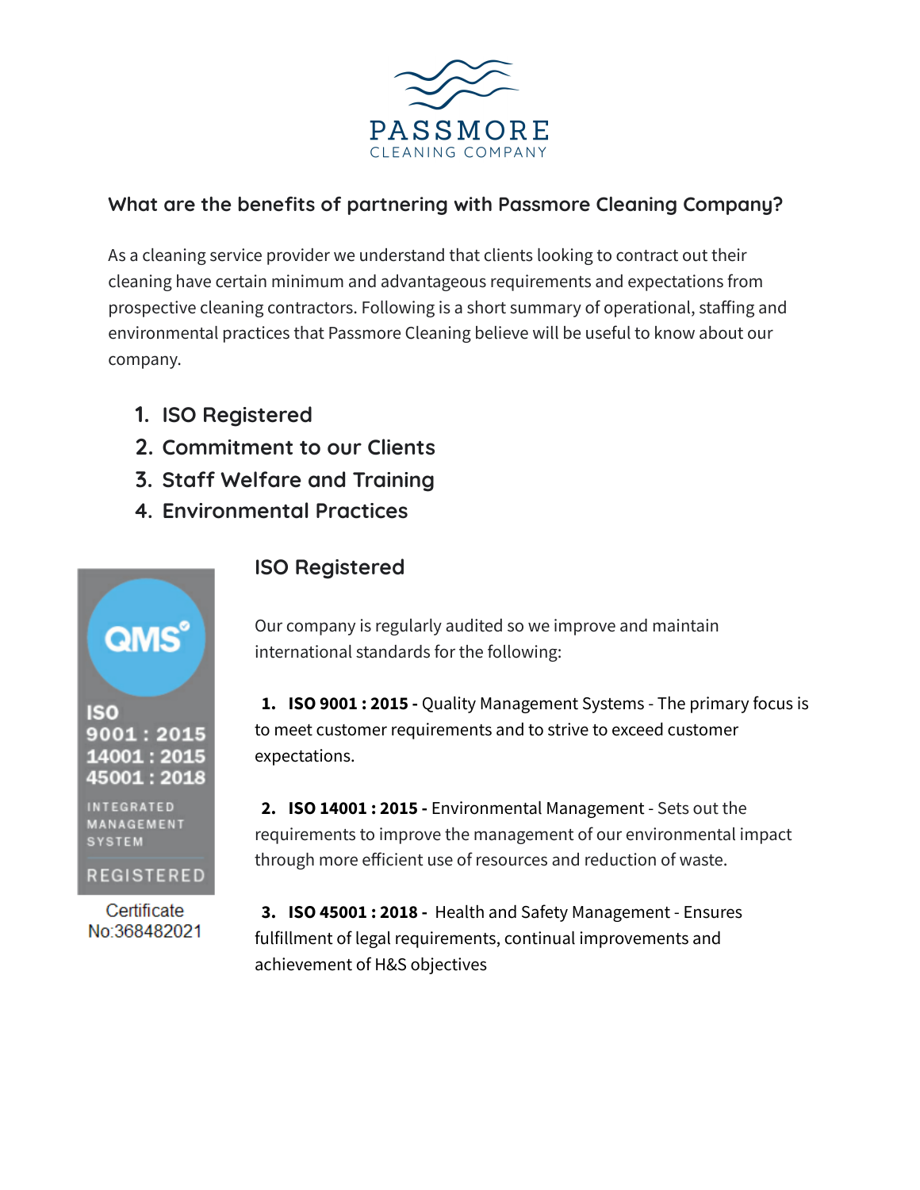# PASSMORE
CLEANING COMPANY

## What are the benefits of partnering with Passmore Cleaning Company?

As a cleaning service provider we understand that clients looking to contract out their cleaning have certain minimum and advantageous requirements and expectations from prospective cleaning contractors. Following is a short summary of operational, staffing and environmental practices that Passmore Cleaning believe will be useful to know about our company.

1. ISO Registered
2. Commitment to our Clients
3. Staff Welfare and Training
4. Environmental Practices

QMS

ISO
9001 : 2015
14001 : 2015
45001 : 2018

INTEGRATED MANAGEMENT SYSTEM

REGISTERED

Certificate No:368482021

## ISO Registered

Our company is regularly audited so we improve and maintain international standards for the following:

1. **ISO 9001 : 2015 -** Quality Management Systems - The primary focus is to meet customer requirements and to strive to exceed customer expectations.

2. **ISO 14001 : 2015 -** Environmental Management - Sets out the requirements to improve the management of our environmental impact through more efficient use of resources and reduction of waste.

3. **ISO 45001 : 2018 -** Health and Safety Management - Ensures fulfillment of legal requirements, continual improvements and achievement of H&S objectives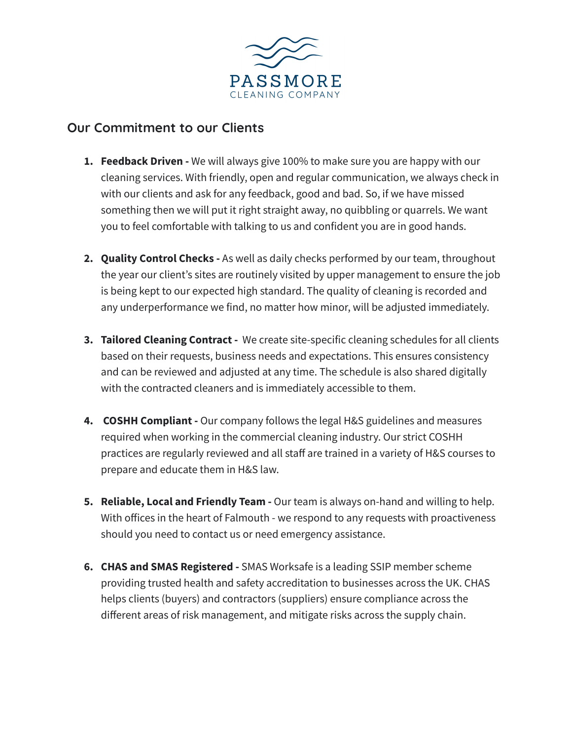# PASSMORE
CLEANING COMPANY

## Our Commitment to our Clients

1. **Feedback Driven -** We will always give 100% to make sure you are happy with our cleaning services. With friendly, open and regular communication, we always check in with our clients and ask for any feedback, good and bad. So, if we have missed something then we will put it right straight away, no quibbling or quarrels. We want you to feel comfortable with talking to us and confident you are in good hands.

2. **Quality Control Checks -** As well as daily checks performed by our team, throughout the year our client's sites are routinely visited by upper management to ensure the job is being kept to our expected high standard. The quality of cleaning is recorded and any underperformance we find, no matter how minor, will be adjusted immediately.

3. **Tailored Cleaning Contract -** We create site-specific cleaning schedules for all clients based on their requests, business needs and expectations. This ensures consistency and can be reviewed and adjusted at any time. The schedule is also shared digitally with the contracted cleaners and is immediately accessible to them.

4. **COSHH Compliant -** Our company follows the legal H&S guidelines and measures required when working in the commercial cleaning industry. Our strict COSHH practices are regularly reviewed and all staff are trained in a variety of H&S courses to prepare and educate them in H&S law.

5. **Reliable, Local and Friendly Team -** Our team is always on-hand and willing to help. With offices in the heart of Falmouth - we respond to any requests with proactiveness should you need to contact us or need emergency assistance.

6. **CHAS and SMAS Registered -** SMAS Worksafe is a leading SSIP member scheme providing trusted health and safety accreditation to businesses across the UK. CHAS helps clients (buyers) and contractors (suppliers) ensure compliance across the different areas of risk management, and mitigate risks across the supply chain.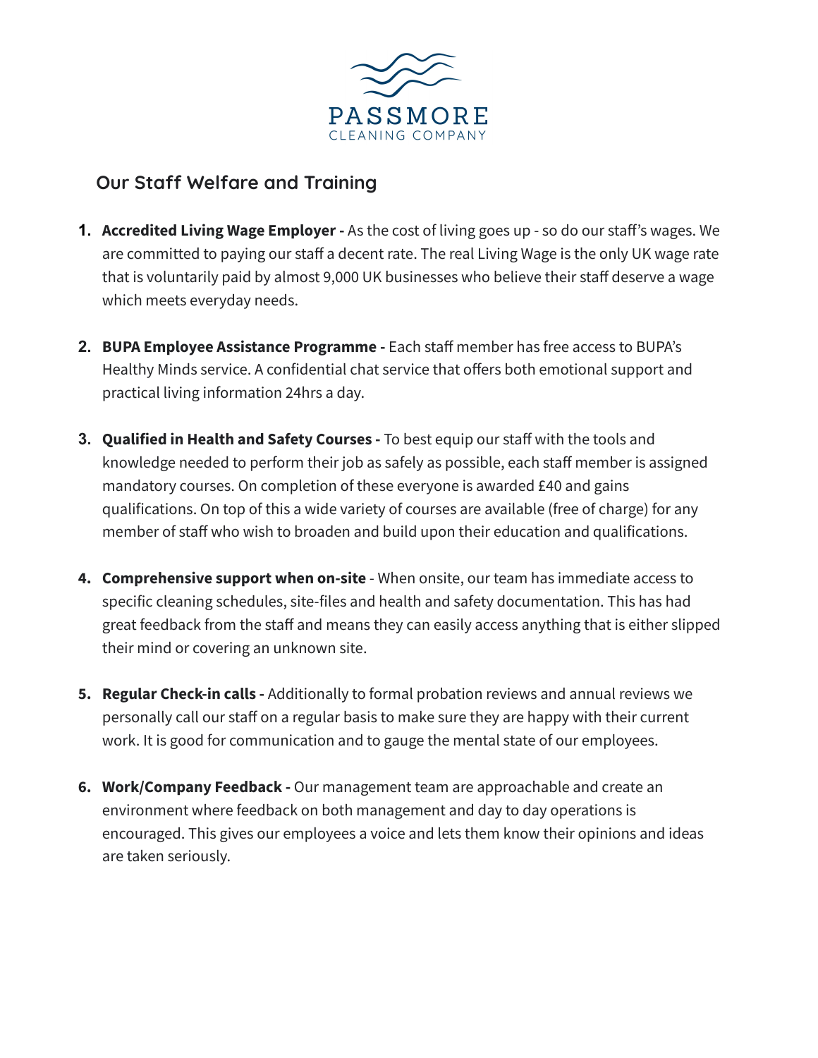PASSMORE
CLEANING COMPANY

## Our Staff Welfare and Training

1. **Accredited Living Wage Employer -** As the cost of living goes up - so do our staff's wages. We are committed to paying our staff a decent rate. The real Living Wage is the only UK wage rate that is voluntarily paid by almost 9,000 UK businesses who believe their staff deserve a wage which meets everyday needs.

2. **BUPA Employee Assistance Programme -** Each staff member has free access to BUPA's Healthy Minds service. A confidential chat service that offers both emotional support and practical living information 24hrs a day.

3. **Qualified in Health and Safety Courses -** To best equip our staff with the tools and knowledge needed to perform their job as safely as possible, each staff member is assigned mandatory courses. On completion of these everyone is awarded £40 and gains qualifications. On top of this a wide variety of courses are available (free of charge) for any member of staff who wish to broaden and build upon their education and qualifications.

4. **Comprehensive support when on-site** - When onsite, our team has immediate access to specific cleaning schedules, site-files and health and safety documentation. This has had great feedback from the staff and means they can easily access anything that is either slipped their mind or covering an unknown site.

5. **Regular Check-in calls -** Additionally to formal probation reviews and annual reviews we personally call our staff on a regular basis to make sure they are happy with their current work. It is good for communication and to gauge the mental state of our employees.

6. **Work/Company Feedback -** Our management team are approachable and create an environment where feedback on both management and day to day operations is encouraged. This gives our employees a voice and lets them know their opinions and ideas are taken seriously.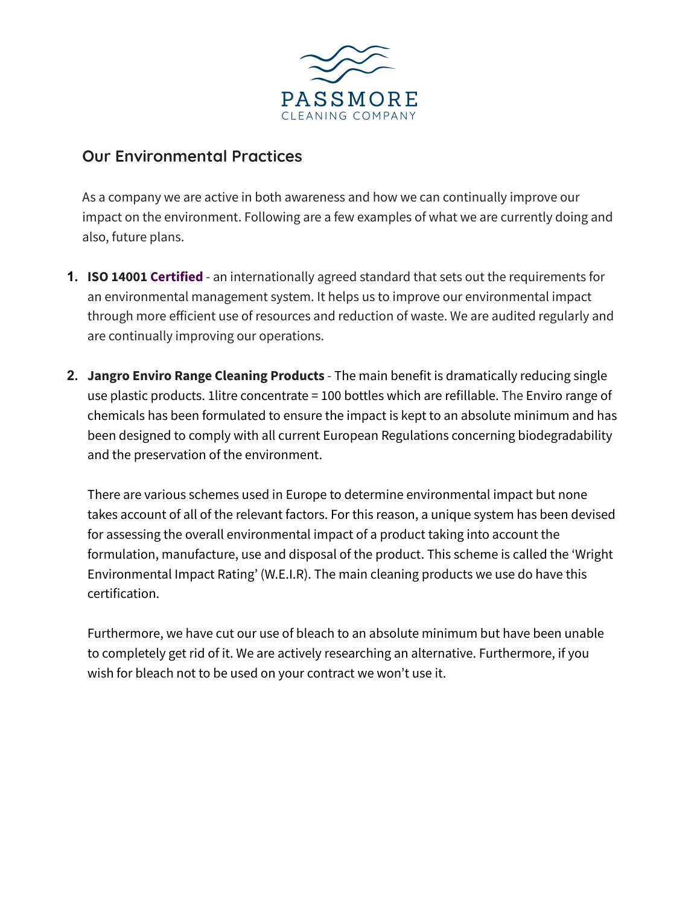PASSMORE
CLEANING COMPANY

## Our Environmental Practices

As a company we are active in both awareness and how we can continually improve our impact on the environment. Following are a few examples of what we are currently doing and also, future plans.

1. **ISO 14001 Certified** - an internationally agreed standard that sets out the requirements for an environmental management system. It helps us to improve our environmental impact through more efficient use of resources and reduction of waste. We are audited regularly and are continually improving our operations.

2. **Jangro Enviro Range Cleaning Products** - The main benefit is dramatically reducing single use plastic products. 1litre concentrate = 100 bottles which are refillable. The Enviro range of chemicals has been formulated to ensure the impact is kept to an absolute minimum and has been designed to comply with all current European Regulations concerning biodegradability and the preservation of the environment.

   There are various schemes used in Europe to determine environmental impact but none takes account of all of the relevant factors. For this reason, a unique system has been devised for assessing the overall environmental impact of a product taking into account the formulation, manufacture, use and disposal of the product. This scheme is called the 'Wright Environmental Impact Rating' (W.E.I.R). The main cleaning products we use do have this certification.

   Furthermore, we have cut our use of bleach to an absolute minimum but have been unable to completely get rid of it. We are actively researching an alternative. Furthermore, if you wish for bleach not to be used on your contract we won't use it.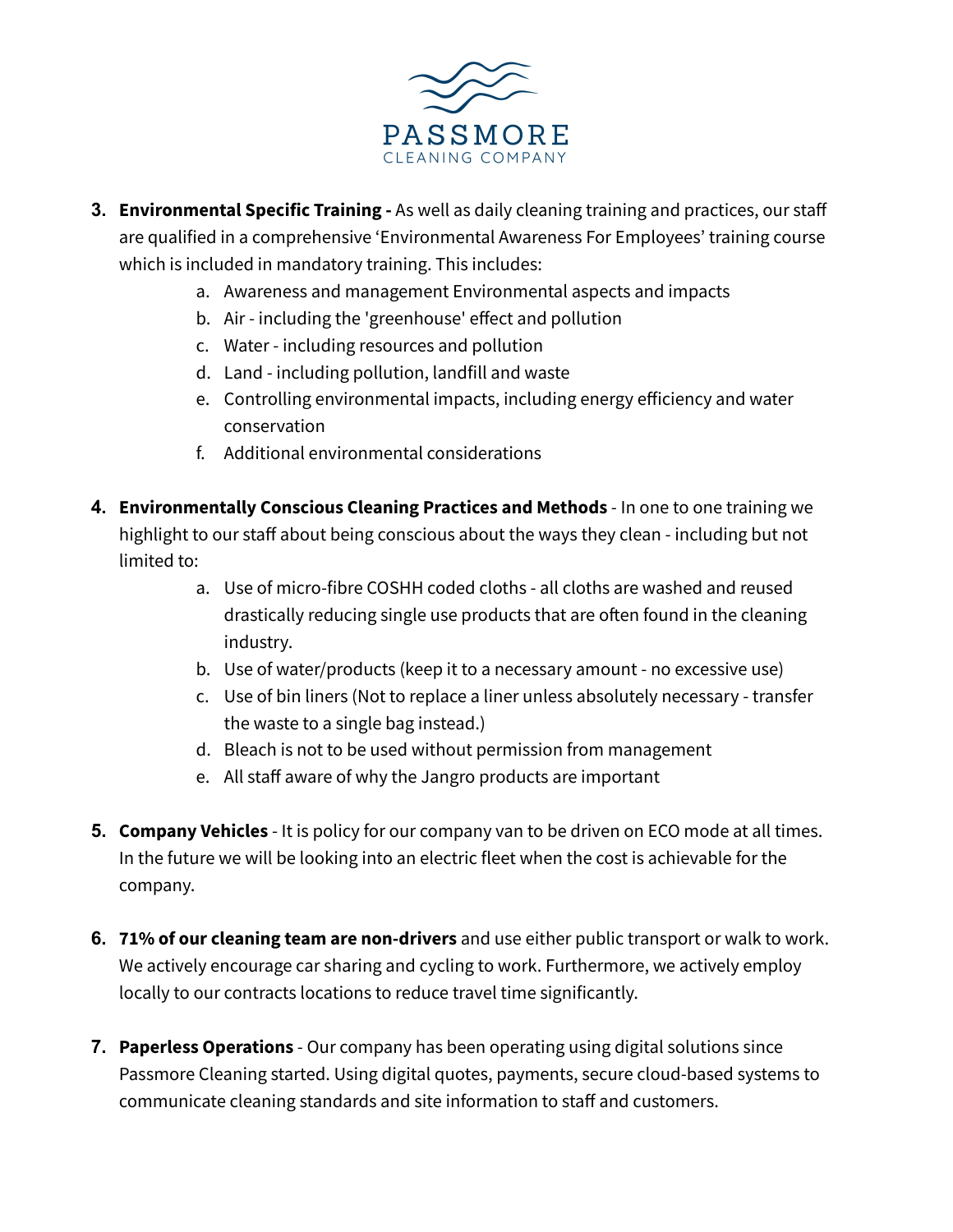3. **Environmental Specific Training -** As well as daily cleaning training and practices, our staff are qualified in a comprehensive 'Environmental Awareness For Employees' training course which is included in mandatory training. This includes:
    a. Awareness and management Environmental aspects and impacts
    b. Air - including the 'greenhouse' effect and pollution
    c. Water - including resources and pollution
    d. Land - including pollution, landfill and waste
    e. Controlling environmental impacts, including energy efficiency and water conservation
    f. Additional environmental considerations

4. **Environmentally Conscious Cleaning Practices and Methods** - In one to one training we highlight to our staff about being conscious about the ways they clean - including but not limited to:
    a. Use of micro-fibre COSHH coded cloths - all cloths are washed and reused drastically reducing single use products that are often found in the cleaning industry.
    b. Use of water/products (keep it to a necessary amount - no excessive use)
    c. Use of bin liners (Not to replace a liner unless absolutely necessary - transfer the waste to a single bag instead.)
    d. Bleach is not to be used without permission from management
    e. All staff aware of why the Jangro products are important

5. **Company Vehicles** - It is policy for our company van to be driven on ECO mode at all times. In the future we will be looking into an electric fleet when the cost is achievable for the company.

6. **71% of our cleaning team are non-drivers** and use either public transport or walk to work. We actively encourage car sharing and cycling to work. Furthermore, we actively employ locally to our contracts locations to reduce travel time significantly.

7. **Paperless Operations** - Our company has been operating using digital solutions since Passmore Cleaning started. Using digital quotes, payments, secure cloud-based systems to communicate cleaning standards and site information to staff and customers.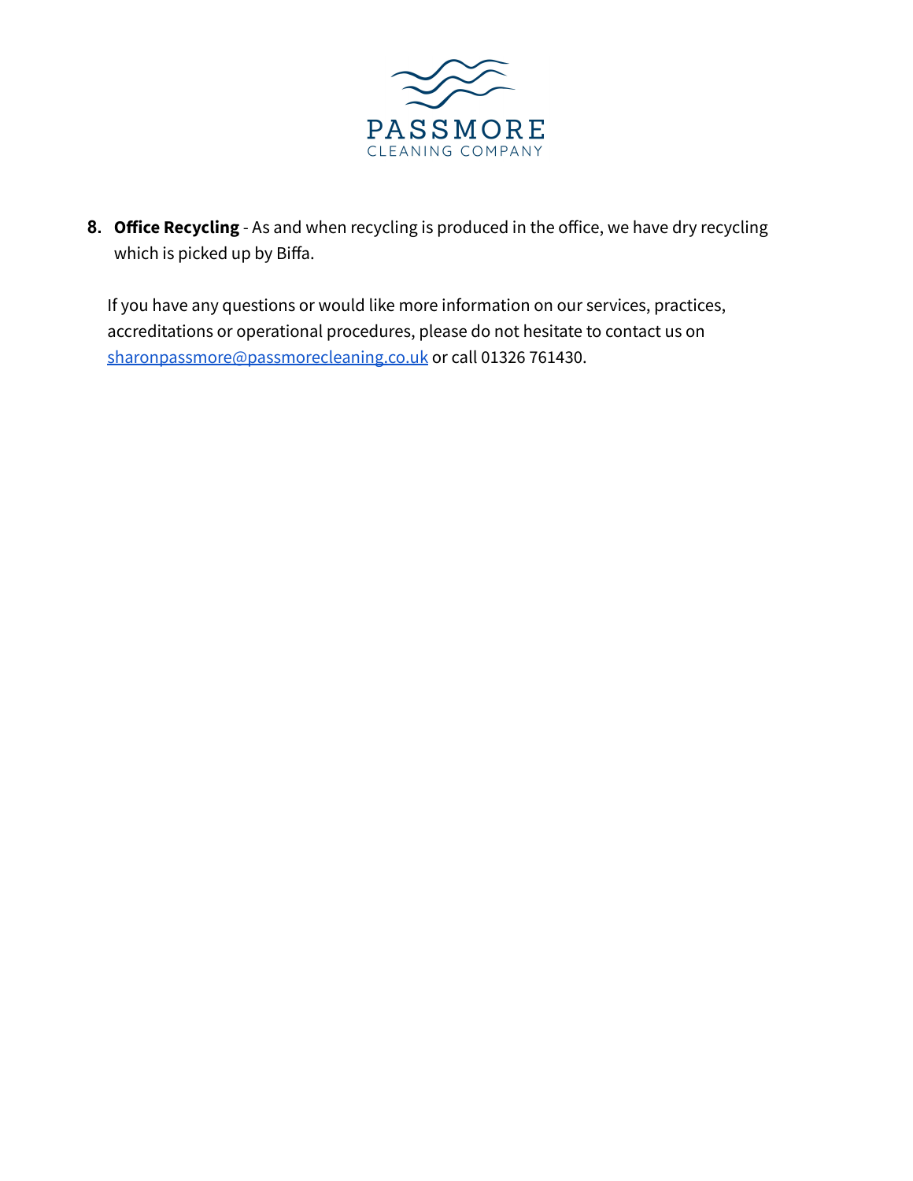8. **Office Recycling** - As and when recycling is produced in the office, we have dry recycling which is picked up by Biffa.

If you have any questions or would like more information on our services, practices, accreditations or operational procedures, please do not hesitate to contact us on sharonpassmore@passmorecleaning.co.uk or call 01326 761430.